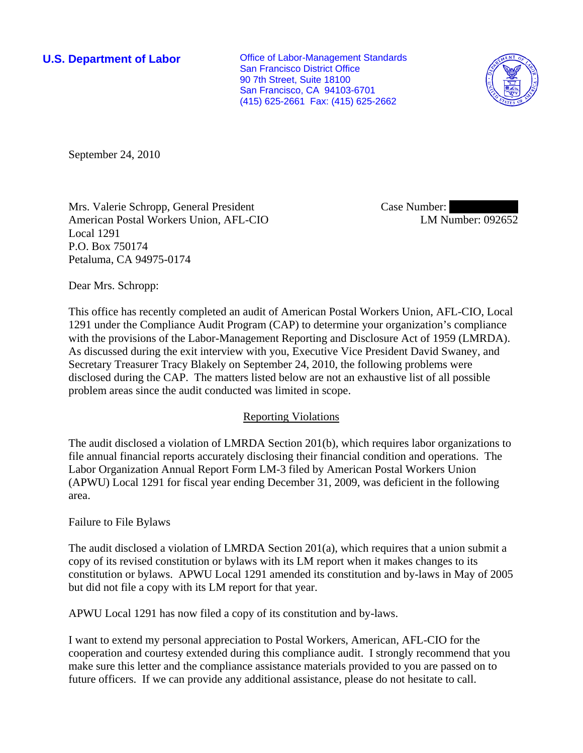**U.S. Department of Labor**

Office of Labor-Management Standards
San Francisco District Office
90 7th Street, Suite 18100
San Francisco, CA 94103-6701
(415) 625-2661 Fax: (415) 625-2662

September 24, 2010

Mrs. Valerie Schropp, General President
American Postal Workers Union, AFL-CIO
Local 1291
P.O. Box 750174
Petaluma, CA 94975-0174

Case Number:
LM Number: 092652

Dear Mrs. Schropp:

This office has recently completed an audit of American Postal Workers Union, AFL-CIO, Local 1291 under the Compliance Audit Program (CAP) to determine your organization's compliance with the provisions of the Labor-Management Reporting and Disclosure Act of 1959 (LMRDA). As discussed during the exit interview with you, Executive Vice President David Swaney, and Secretary Treasurer Tracy Blakely on September 24, 2010, the following problems were disclosed during the CAP. The matters listed below are not an exhaustive list of all possible problem areas since the audit conducted was limited in scope.

## Reporting Violations

The audit disclosed a violation of LMRDA Section 201(b), which requires labor organizations to file annual financial reports accurately disclosing their financial condition and operations. The Labor Organization Annual Report Form LM-3 filed by American Postal Workers Union (APWU) Local 1291 for fiscal year ending December 31, 2009, was deficient in the following area.

Failure to File Bylaws

The audit disclosed a violation of LMRDA Section 201(a), which requires that a union submit a copy of its revised constitution or bylaws with its LM report when it makes changes to its constitution or bylaws. APWU Local 1291 amended its constitution and by-laws in May of 2005 but did not file a copy with its LM report for that year.

APWU Local 1291 has now filed a copy of its constitution and by-laws.

I want to extend my personal appreciation to Postal Workers, American, AFL-CIO for the cooperation and courtesy extended during this compliance audit. I strongly recommend that you make sure this letter and the compliance assistance materials provided to you are passed on to future officers. If we can provide any additional assistance, please do not hesitate to call.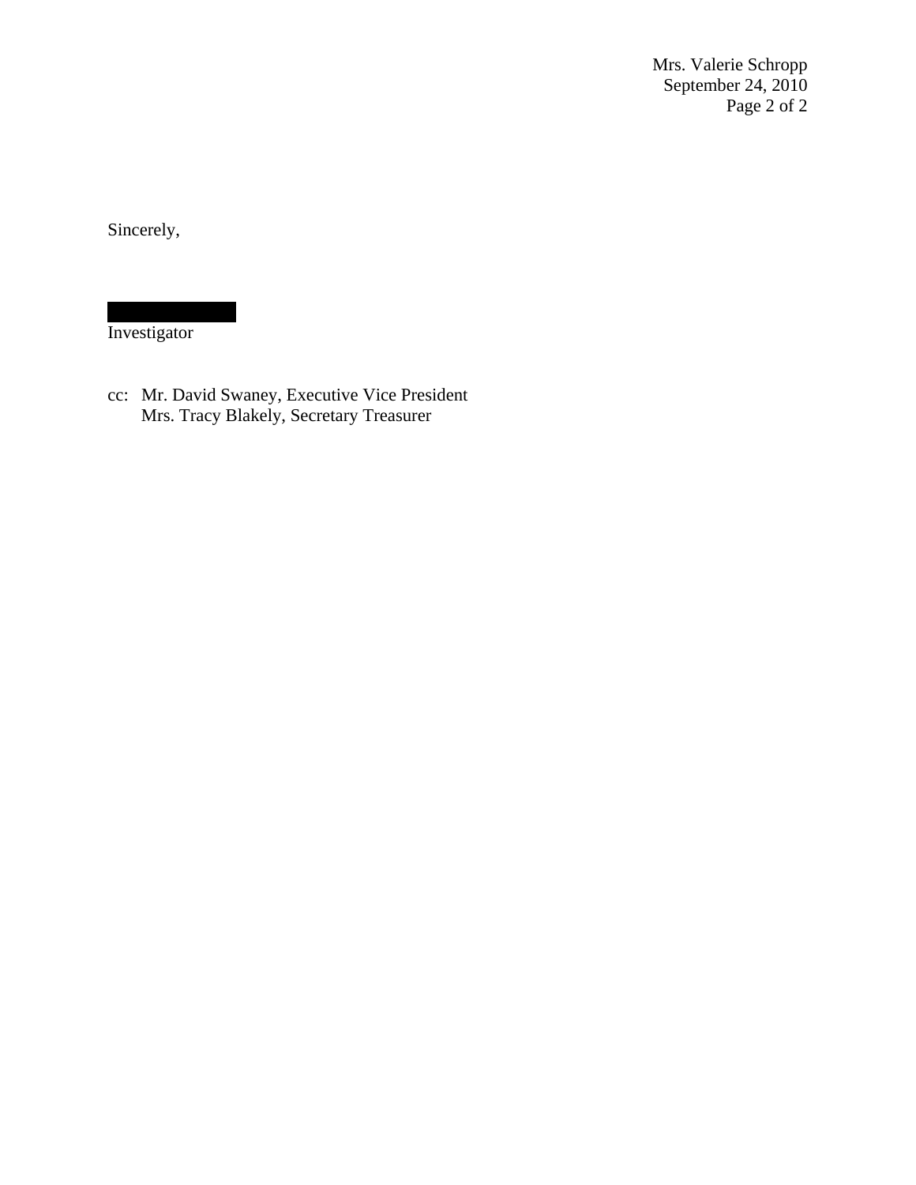Sincerely,

Investigator

cc: Mr. David Swaney, Executive Vice President
    Mrs. Tracy Blakely, Secretary Treasurer